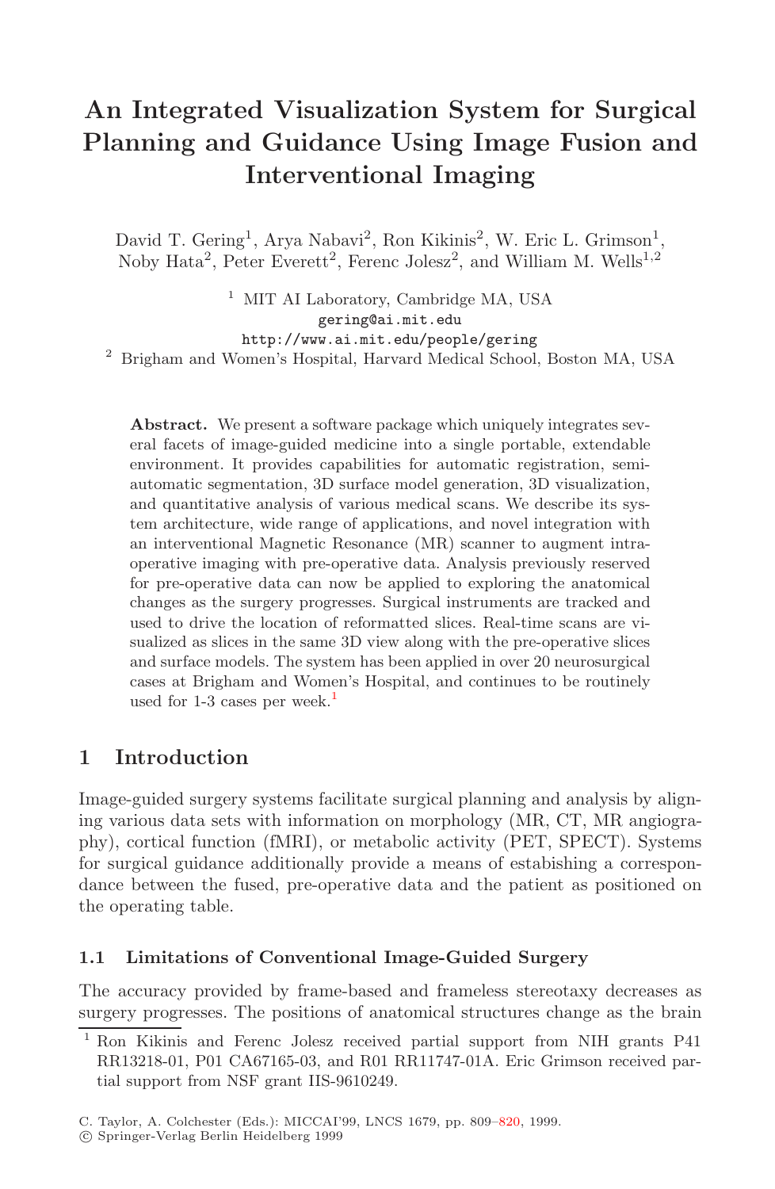# An Integrated Visualization System for Surgical Planning and Guidance Using Image Fusion and Interventional Imaging

David T. Gering[1], Arya Nabavi[2], Ron Kikinis[2], W. Eric L. Grimson[1], Noby Hata[2], Peter Everett[2], Ferenc Jolesz[2], and William M. Wells[1,2]

[1] MIT AI Laboratory, Cambridge MA, USA
gering@ai.mit.edu
http://www.ai.mit.edu/people/gering

[2] Brigham and Women's Hospital, Harvard Medical School, Boston MA, USA

**Abstract.** We present a software package which uniquely integrates several facets of image-guided medicine into a single portable, extendable environment. It provides capabilities for automatic registration, semi-automatic segmentation, 3D surface model generation, 3D visualization, and quantitative analysis of various medical scans. We describe its system architecture, wide range of applications, and novel integration with an interventional Magnetic Resonance (MR) scanner to augment intra-operative imaging with pre-operative data. Analysis previously reserved for pre-operative data can now be applied to exploring the anatomical changes as the surgery progresses. Surgical instruments are tracked and used to drive the location of reformatted slices. Real-time scans are visualized as slices in the same 3D view along with the pre-operative slices and surface models. The system has been applied in over 20 neurosurgical cases at Brigham and Women's Hospital, and continues to be routinely used for 1-3 cases per week.[1]

## 1 Introduction

Image-guided surgery systems facilitate surgical planning and analysis by aligning various data sets with information on morphology (MR, CT, MR angiography), cortical function (fMRI), or metabolic activity (PET, SPECT). Systems for surgical guidance additionally provide a means of estabishing a correspondance between the fused, pre-operative data and the patient as positioned on the operating table.

### 1.1 Limitations of Conventional Image-Guided Surgery

The accuracy provided by frame-based and frameless stereotaxy decreases as surgery progresses. The positions of anatomical structures change as the brain

[1] Ron Kikinis and Ferenc Jolesz received partial support from NIH grants P41 RR13218-01, P01 CA67165-03, and R01 RR11747-01A. Eric Grimson received partial support from NSF grant IIS-9610249.

C. Taylor, A. Colchester (Eds.): MICCAI'99, LNCS 1679, pp. 809–820, 1999.
© Springer-Verlag Berlin Heidelberg 1999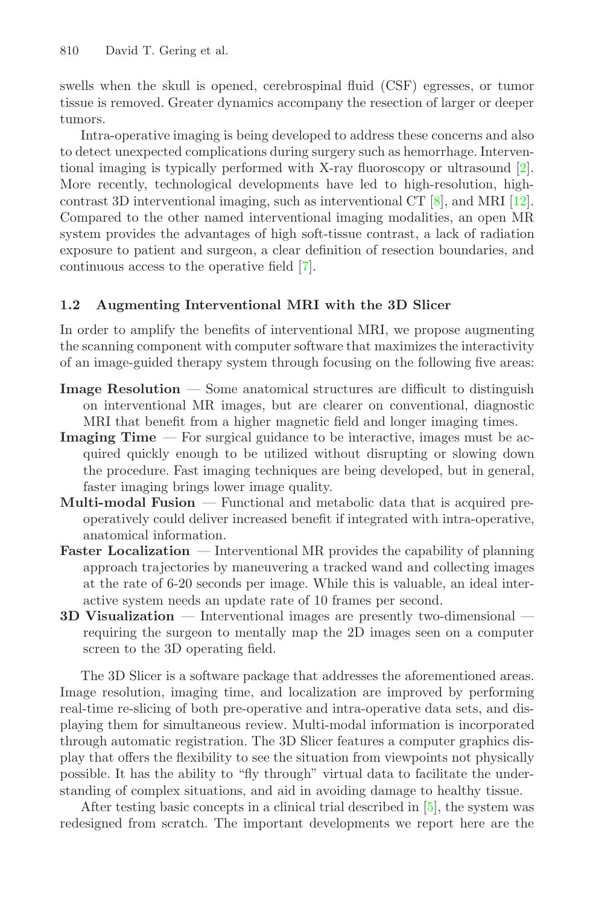swells when the skull is opened, cerebrospinal fluid (CSF) egresses, or tumor tissue is removed. Greater dynamics accompany the resection of larger or deeper tumors.

Intra-operative imaging is being developed to address these concerns and also to detect unexpected complications during surgery such as hemorrhage. Interventional imaging is typically performed with X-ray fluoroscopy or ultrasound [2]. More recently, technological developments have led to high-resolution, high-contrast 3D interventional imaging, such as interventional CT [8], and MRI [12]. Compared to the other named interventional imaging modalities, an open MR system provides the advantages of high soft-tissue contrast, a lack of radiation exposure to patient and surgeon, a clear definition of resection boundaries, and continuous access to the operative field [7].

### 1.2 Augmenting Interventional MRI with the 3D Slicer

In order to amplify the benefits of interventional MRI, we propose augmenting the scanning component with computer software that maximizes the interactivity of an image-guided therapy system through focusing on the following five areas:

**Image Resolution** — Some anatomical structures are difficult to distinguish on interventional MR images, but are clearer on conventional, diagnostic MRI that benefit from a higher magnetic field and longer imaging times.

**Imaging Time** — For surgical guidance to be interactive, images must be acquired quickly enough to be utilized without disrupting or slowing down the procedure. Fast imaging techniques are being developed, but in general, faster imaging brings lower image quality.

**Multi-modal Fusion** — Functional and metabolic data that is acquired pre-operatively could deliver increased benefit if integrated with intra-operative, anatomical information.

**Faster Localization** — Interventional MR provides the capability of planning approach trajectories by maneuvering a tracked wand and collecting images at the rate of 6-20 seconds per image. While this is valuable, an ideal interactive system needs an update rate of 10 frames per second.

**3D Visualization** — Interventional images are presently two-dimensional — requiring the surgeon to mentally map the 2D images seen on a computer screen to the 3D operating field.

The 3D Slicer is a software package that addresses the aforementioned areas. Image resolution, imaging time, and localization are improved by performing real-time re-slicing of both pre-operative and intra-operative data sets, and displaying them for simultaneous review. Multi-modal information is incorporated through automatic registration. The 3D Slicer features a computer graphics display that offers the flexibility to see the situation from viewpoints not physically possible. It has the ability to "fly through" virtual data to facilitate the understanding of complex situations, and aid in avoiding damage to healthy tissue.

After testing basic concepts in a clinical trial described in [5], the system was redesigned from scratch. The important developments we report here are the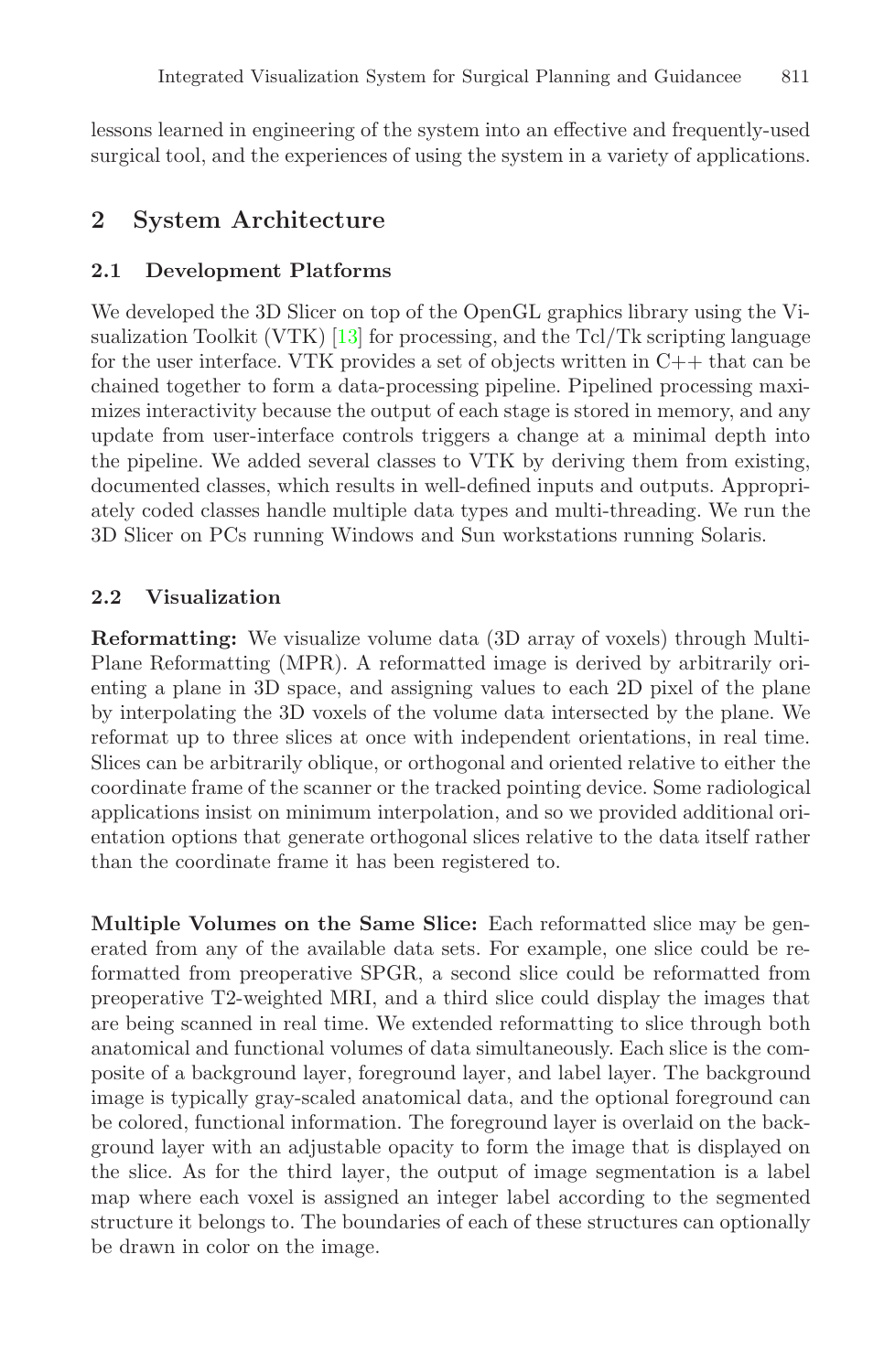lessons learned in engineering of the system into an effective and frequently-used surgical tool, and the experiences of using the system in a variety of applications.

## 2 System Architecture

### 2.1 Development Platforms

We developed the 3D Slicer on top of the OpenGL graphics library using the Visualization Toolkit (VTK) [13] for processing, and the Tcl/Tk scripting language for the user interface. VTK provides a set of objects written in C++ that can be chained together to form a data-processing pipeline. Pipelined processing maximizes interactivity because the output of each stage is stored in memory, and any update from user-interface controls triggers a change at a minimal depth into the pipeline. We added several classes to VTK by deriving them from existing, documented classes, which results in well-defined inputs and outputs. Appropriately coded classes handle multiple data types and multi-threading. We run the 3D Slicer on PCs running Windows and Sun workstations running Solaris.

### 2.2 Visualization

**Reformatting:** We visualize volume data (3D array of voxels) through Multi-Plane Reformatting (MPR). A reformatted image is derived by arbitrarily orienting a plane in 3D space, and assigning values to each 2D pixel of the plane by interpolating the 3D voxels of the volume data intersected by the plane. We reformat up to three slices at once with independent orientations, in real time. Slices can be arbitrarily oblique, or orthogonal and oriented relative to either the coordinate frame of the scanner or the tracked pointing device. Some radiological applications insist on minimum interpolation, and so we provided additional orientation options that generate orthogonal slices relative to the data itself rather than the coordinate frame it has been registered to.

**Multiple Volumes on the Same Slice:** Each reformatted slice may be generated from any of the available data sets. For example, one slice could be reformatted from preoperative SPGR, a second slice could be reformatted from preoperative T2-weighted MRI, and a third slice could display the images that are being scanned in real time. We extended reformatting to slice through both anatomical and functional volumes of data simultaneously. Each slice is the composite of a background layer, foreground layer, and label layer. The background image is typically gray-scaled anatomical data, and the optional foreground can be colored, functional information. The foreground layer is overlaid on the background layer with an adjustable opacity to form the image that is displayed on the slice. As for the third layer, the output of image segmentation is a label map where each voxel is assigned an integer label according to the segmented structure it belongs to. The boundaries of each of these structures can optionally be drawn in color on the image.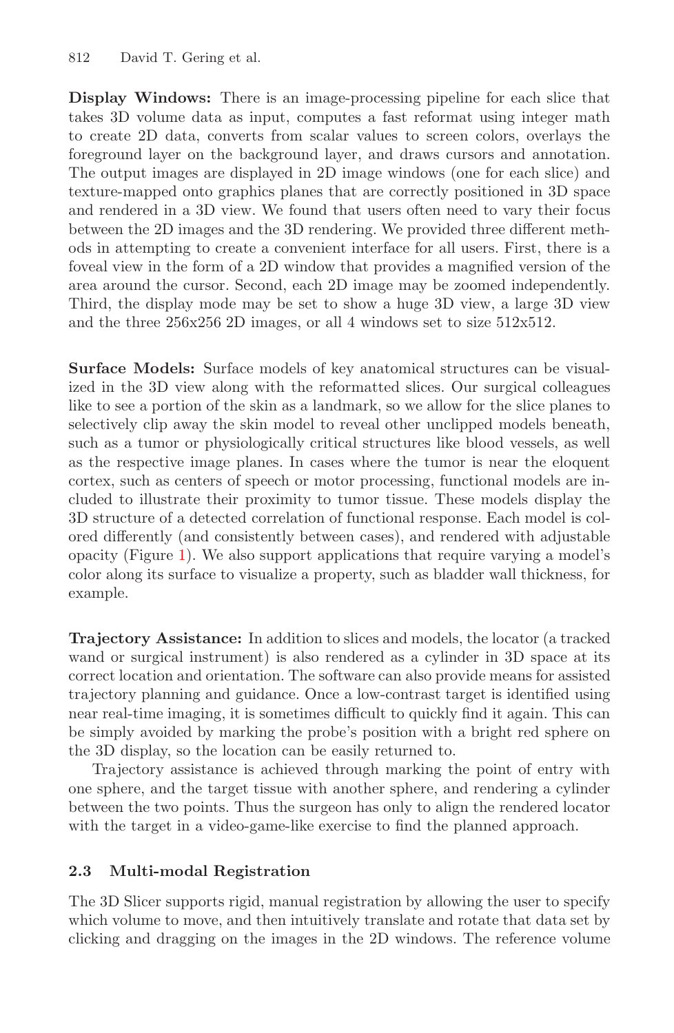**Display Windows:** There is an image-processing pipeline for each slice that takes 3D volume data as input, computes a fast reformat using integer math to create 2D data, converts from scalar values to screen colors, overlays the foreground layer on the background layer, and draws cursors and annotation. The output images are displayed in 2D image windows (one for each slice) and texture-mapped onto graphics planes that are correctly positioned in 3D space and rendered in a 3D view. We found that users often need to vary their focus between the 2D images and the 3D rendering. We provided three different methods in attempting to create a convenient interface for all users. First, there is a foveal view in the form of a 2D window that provides a magnified version of the area around the cursor. Second, each 2D image may be zoomed independently. Third, the display mode may be set to show a huge 3D view, a large 3D view and the three 256x256 2D images, or all 4 windows set to size 512x512.

**Surface Models:** Surface models of key anatomical structures can be visualized in the 3D view along with the reformatted slices. Our surgical colleagues like to see a portion of the skin as a landmark, so we allow for the slice planes to selectively clip away the skin model to reveal other unclipped models beneath, such as a tumor or physiologically critical structures like blood vessels, as well as the respective image planes. In cases where the tumor is near the eloquent cortex, such as centers of speech or motor processing, functional models are included to illustrate their proximity to tumor tissue. These models display the 3D structure of a detected correlation of functional response. Each model is colored differently (and consistently between cases), and rendered with adjustable opacity (Figure 1). We also support applications that require varying a model's color along its surface to visualize a property, such as bladder wall thickness, for example.

**Trajectory Assistance:** In addition to slices and models, the locator (a tracked wand or surgical instrument) is also rendered as a cylinder in 3D space at its correct location and orientation. The software can also provide means for assisted trajectory planning and guidance. Once a low-contrast target is identified using near real-time imaging, it is sometimes difficult to quickly find it again. This can be simply avoided by marking the probe's position with a bright red sphere on the 3D display, so the location can be easily returned to.

Trajectory assistance is achieved through marking the point of entry with one sphere, and the target tissue with another sphere, and rendering a cylinder between the two points. Thus the surgeon has only to align the rendered locator with the target in a video-game-like exercise to find the planned approach.

### 2.3 Multi-modal Registration

The 3D Slicer supports rigid, manual registration by allowing the user to specify which volume to move, and then intuitively translate and rotate that data set by clicking and dragging on the images in the 2D windows. The reference volume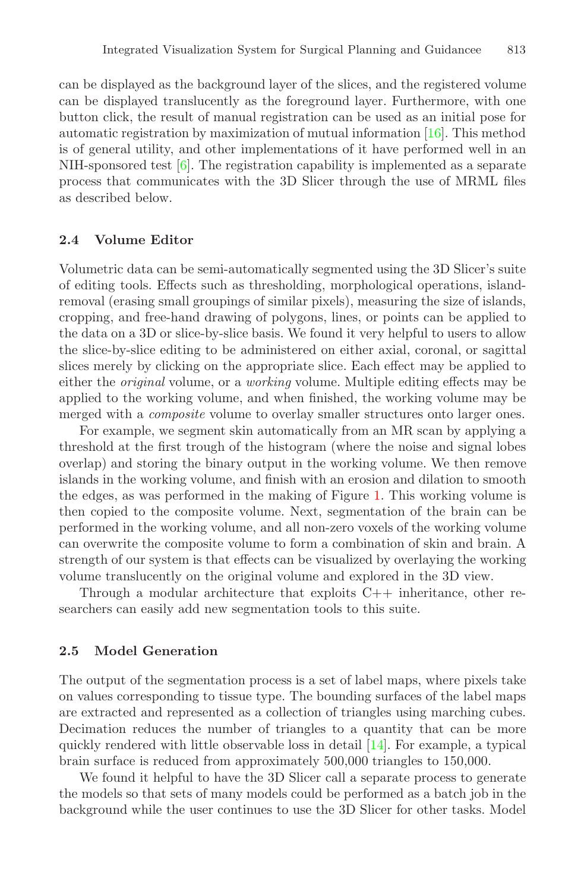can be displayed as the background layer of the slices, and the registered volume can be displayed translucently as the foreground layer. Furthermore, with one button click, the result of manual registration can be used as an initial pose for automatic registration by maximization of mutual information [16]. This method is of general utility, and other implementations of it have performed well in an NIH-sponsored test [6]. The registration capability is implemented as a separate process that communicates with the 3D Slicer through the use of MRML files as described below.

### 2.4 Volume Editor

Volumetric data can be semi-automatically segmented using the 3D Slicer's suite of editing tools. Effects such as thresholding, morphological operations, island-removal (erasing small groupings of similar pixels), measuring the size of islands, cropping, and free-hand drawing of polygons, lines, or points can be applied to the data on a 3D or slice-by-slice basis. We found it very helpful to users to allow the slice-by-slice editing to be administered on either axial, coronal, or sagittal slices merely by clicking on the appropriate slice. Each effect may be applied to either the *original* volume, or a *working* volume. Multiple editing effects may be applied to the working volume, and when finished, the working volume may be merged with a *composite* volume to overlay smaller structures onto larger ones.

For example, we segment skin automatically from an MR scan by applying a threshold at the first trough of the histogram (where the noise and signal lobes overlap) and storing the binary output in the working volume. We then remove islands in the working volume, and finish with an erosion and dilation to smooth the edges, as was performed in the making of Figure 1. This working volume is then copied to the composite volume. Next, segmentation of the brain can be performed in the working volume, and all non-zero voxels of the working volume can overwrite the composite volume to form a combination of skin and brain. A strength of our system is that effects can be visualized by overlaying the working volume translucently on the original volume and explored in the 3D view.

Through a modular architecture that exploits C++ inheritance, other researchers can easily add new segmentation tools to this suite.

### 2.5 Model Generation

The output of the segmentation process is a set of label maps, where pixels take on values corresponding to tissue type. The bounding surfaces of the label maps are extracted and represented as a collection of triangles using marching cubes. Decimation reduces the number of triangles to a quantity that can be more quickly rendered with little observable loss in detail [14]. For example, a typical brain surface is reduced from approximately 500,000 triangles to 150,000.

We found it helpful to have the 3D Slicer call a separate process to generate the models so that sets of many models could be performed as a batch job in the background while the user continues to use the 3D Slicer for other tasks. Model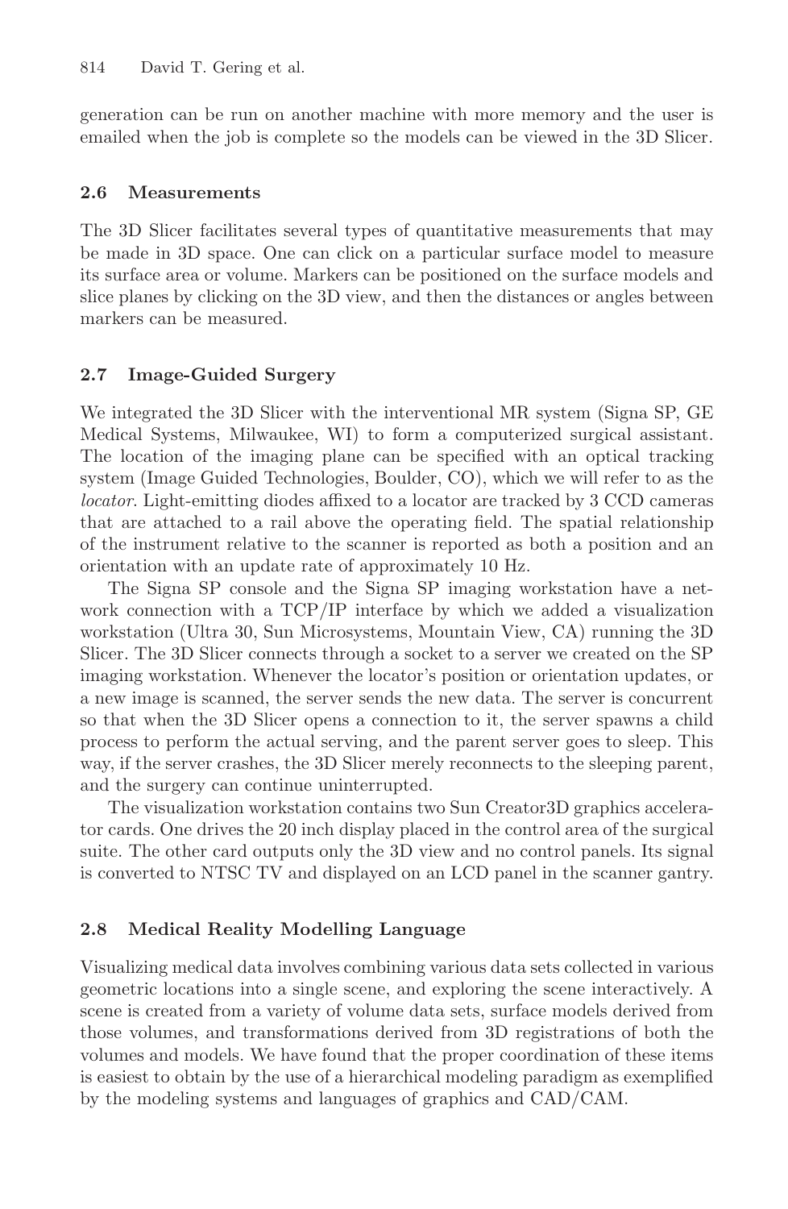generation can be run on another machine with more memory and the user is emailed when the job is complete so the models can be viewed in the 3D Slicer.

### 2.6 Measurements

The 3D Slicer facilitates several types of quantitative measurements that may be made in 3D space. One can click on a particular surface model to measure its surface area or volume. Markers can be positioned on the surface models and slice planes by clicking on the 3D view, and then the distances or angles between markers can be measured.

### 2.7 Image-Guided Surgery

We integrated the 3D Slicer with the interventional MR system (Signa SP, GE Medical Systems, Milwaukee, WI) to form a computerized surgical assistant. The location of the imaging plane can be specified with an optical tracking system (Image Guided Technologies, Boulder, CO), which we will refer to as the *locator*. Light-emitting diodes affixed to a locator are tracked by 3 CCD cameras that are attached to a rail above the operating field. The spatial relationship of the instrument relative to the scanner is reported as both a position and an orientation with an update rate of approximately 10 Hz.

The Signa SP console and the Signa SP imaging workstation have a network connection with a TCP/IP interface by which we added a visualization workstation (Ultra 30, Sun Microsystems, Mountain View, CA) running the 3D Slicer. The 3D Slicer connects through a socket to a server we created on the SP imaging workstation. Whenever the locator's position or orientation updates, or a new image is scanned, the server sends the new data. The server is concurrent so that when the 3D Slicer opens a connection to it, the server spawns a child process to perform the actual serving, and the parent server goes to sleep. This way, if the server crashes, the 3D Slicer merely reconnects to the sleeping parent, and the surgery can continue uninterrupted.

The visualization workstation contains two Sun Creator3D graphics accelerator cards. One drives the 20 inch display placed in the control area of the surgical suite. The other card outputs only the 3D view and no control panels. Its signal is converted to NTSC TV and displayed on an LCD panel in the scanner gantry.

### 2.8 Medical Reality Modelling Language

Visualizing medical data involves combining various data sets collected in various geometric locations into a single scene, and exploring the scene interactively. A scene is created from a variety of volume data sets, surface models derived from those volumes, and transformations derived from 3D registrations of both the volumes and models. We have found that the proper coordination of these items is easiest to obtain by the use of a hierarchical modeling paradigm as exemplified by the modeling systems and languages of graphics and CAD/CAM.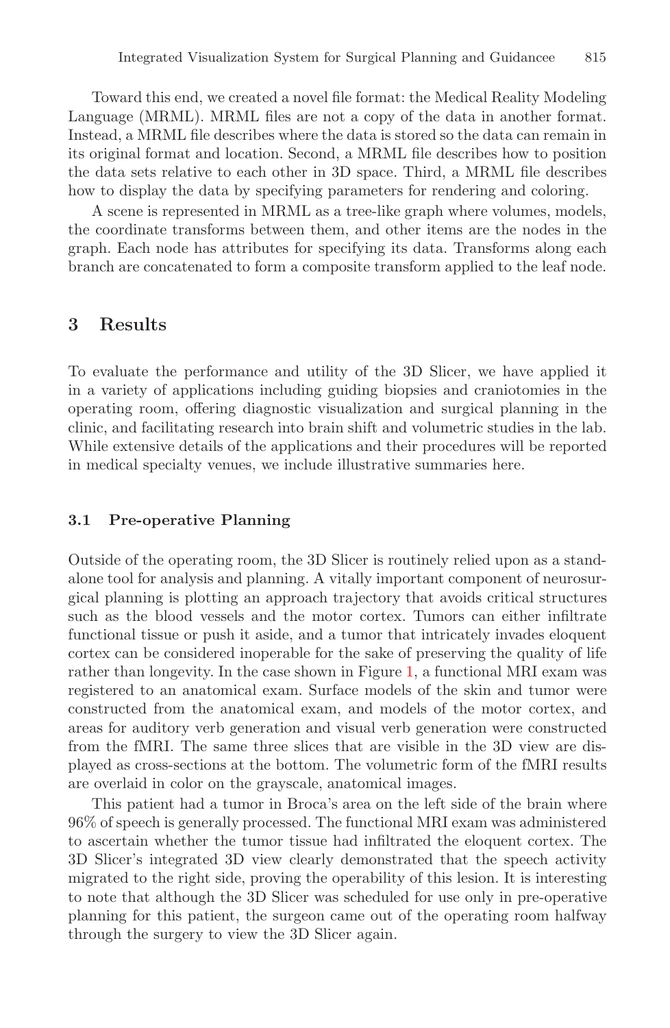Toward this end, we created a novel file format: the Medical Reality Modeling Language (MRML). MRML files are not a copy of the data in another format. Instead, a MRML file describes where the data is stored so the data can remain in its original format and location. Second, a MRML file describes how to position the data sets relative to each other in 3D space. Third, a MRML file describes how to display the data by specifying parameters for rendering and coloring.

A scene is represented in MRML as a tree-like graph where volumes, models, the coordinate transforms between them, and other items are the nodes in the graph. Each node has attributes for specifying its data. Transforms along each branch are concatenated to form a composite transform applied to the leaf node.

## 3 Results

To evaluate the performance and utility of the 3D Slicer, we have applied it in a variety of applications including guiding biopsies and craniotomies in the operating room, offering diagnostic visualization and surgical planning in the clinic, and facilitating research into brain shift and volumetric studies in the lab. While extensive details of the applications and their procedures will be reported in medical specialty venues, we include illustrative summaries here.

### 3.1 Pre-operative Planning

Outside of the operating room, the 3D Slicer is routinely relied upon as a stand-alone tool for analysis and planning. A vitally important component of neurosurgical planning is plotting an approach trajectory that avoids critical structures such as the blood vessels and the motor cortex. Tumors can either infiltrate functional tissue or push it aside, and a tumor that intricately invades eloquent cortex can be considered inoperable for the sake of preserving the quality of life rather than longevity. In the case shown in Figure 1, a functional MRI exam was registered to an anatomical exam. Surface models of the skin and tumor were constructed from the anatomical exam, and models of the motor cortex, and areas for auditory verb generation and visual verb generation were constructed from the fMRI. The same three slices that are visible in the 3D view are displayed as cross-sections at the bottom. The volumetric form of the fMRI results are overlaid in color on the grayscale, anatomical images.

This patient had a tumor in Broca's area on the left side of the brain where 96% of speech is generally processed. The functional MRI exam was administered to ascertain whether the tumor tissue had infiltrated the eloquent cortex. The 3D Slicer's integrated 3D view clearly demonstrated that the speech activity migrated to the right side, proving the operability of this lesion. It is interesting to note that although the 3D Slicer was scheduled for use only in pre-operative planning for this patient, the surgeon came out of the operating room halfway through the surgery to view the 3D Slicer again.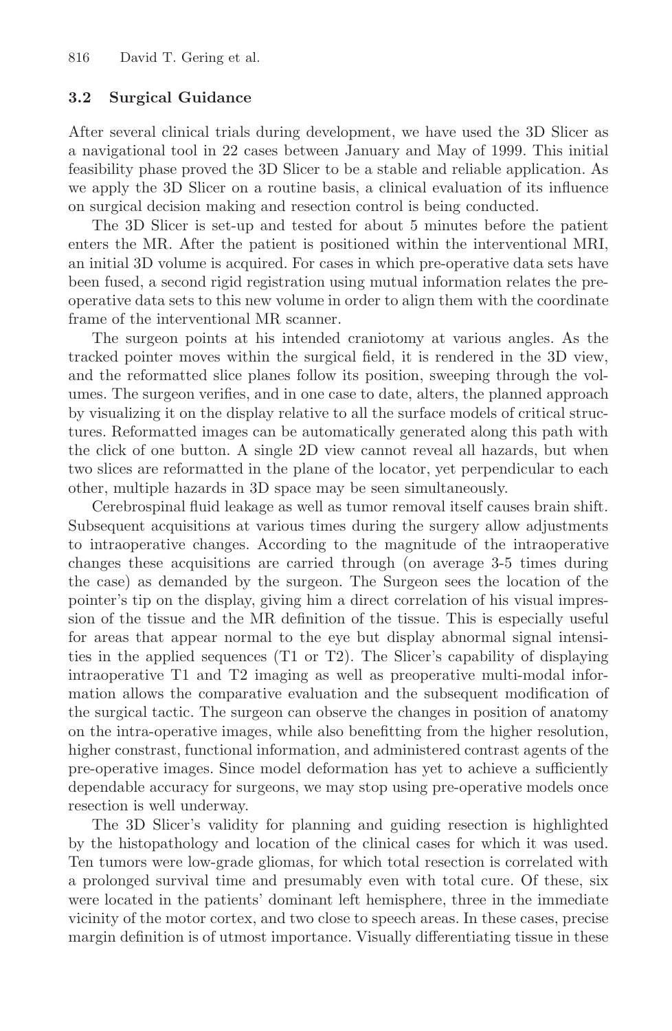### 3.2 Surgical Guidance

After several clinical trials during development, we have used the 3D Slicer as a navigational tool in 22 cases between January and May of 1999. This initial feasibility phase proved the 3D Slicer to be a stable and reliable application. As we apply the 3D Slicer on a routine basis, a clinical evaluation of its influence on surgical decision making and resection control is being conducted.

The 3D Slicer is set-up and tested for about 5 minutes before the patient enters the MR. After the patient is positioned within the interventional MRI, an initial 3D volume is acquired. For cases in which pre-operative data sets have been fused, a second rigid registration using mutual information relates the pre-operative data sets to this new volume in order to align them with the coordinate frame of the interventional MR scanner.

The surgeon points at his intended craniotomy at various angles. As the tracked pointer moves within the surgical field, it is rendered in the 3D view, and the reformatted slice planes follow its position, sweeping through the volumes. The surgeon verifies, and in one case to date, alters, the planned approach by visualizing it on the display relative to all the surface models of critical structures. Reformatted images can be automatically generated along this path with the click of one button. A single 2D view cannot reveal all hazards, but when two slices are reformatted in the plane of the locator, yet perpendicular to each other, multiple hazards in 3D space may be seen simultaneously.

Cerebrospinal fluid leakage as well as tumor removal itself causes brain shift. Subsequent acquisitions at various times during the surgery allow adjustments to intraoperative changes. According to the magnitude of the intraoperative changes these acquisitions are carried through (on average 3-5 times during the case) as demanded by the surgeon. The Surgeon sees the location of the pointer's tip on the display, giving him a direct correlation of his visual impression of the tissue and the MR definition of the tissue. This is especially useful for areas that appear normal to the eye but display abnormal signal intensities in the applied sequences (T1 or T2). The Slicer's capability of displaying intraoperative T1 and T2 imaging as well as preoperative multi-modal information allows the comparative evaluation and the subsequent modification of the surgical tactic. The surgeon can observe the changes in position of anatomy on the intra-operative images, while also benefitting from the higher resolution, higher constrast, functional information, and administered contrast agents of the pre-operative images. Since model deformation has yet to achieve a sufficiently dependable accuracy for surgeons, we may stop using pre-operative models once resection is well underway.

The 3D Slicer's validity for planning and guiding resection is highlighted by the histopathology and location of the clinical cases for which it was used. Ten tumors were low-grade gliomas, for which total resection is correlated with a prolonged survival time and presumably even with total cure. Of these, six were located in the patients' dominant left hemisphere, three in the immediate vicinity of the motor cortex, and two close to speech areas. In these cases, precise margin definition is of utmost importance. Visually differentiating tissue in these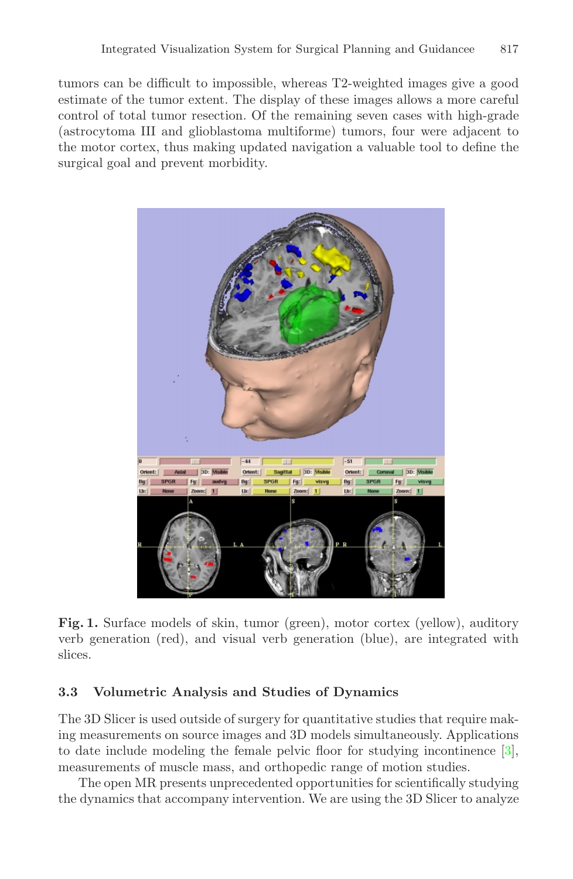tumors can be difficult to impossible, whereas T2-weighted images give a good estimate of the tumor extent. The display of these images allows a more careful control of total tumor resection. Of the remaining seven cases with high-grade (astrocytoma III and glioblastoma multiforme) tumors, four were adjacent to the motor cortex, thus making updated navigation a valuable tool to define the surgical goal and prevent morbidity.

**Fig. 1.** Surface models of skin, tumor (green), motor cortex (yellow), auditory verb generation (red), and visual verb generation (blue), are integrated with slices.

### 3.3 Volumetric Analysis and Studies of Dynamics

The 3D Slicer is used outside of surgery for quantitative studies that require making measurements on source images and 3D models simultaneously. Applications to date include modeling the female pelvic floor for studying incontinence [3], measurements of muscle mass, and orthopedic range of motion studies.

The open MR presents unprecedented opportunities for scientifically studying the dynamics that accompany intervention. We are using the 3D Slicer to analyze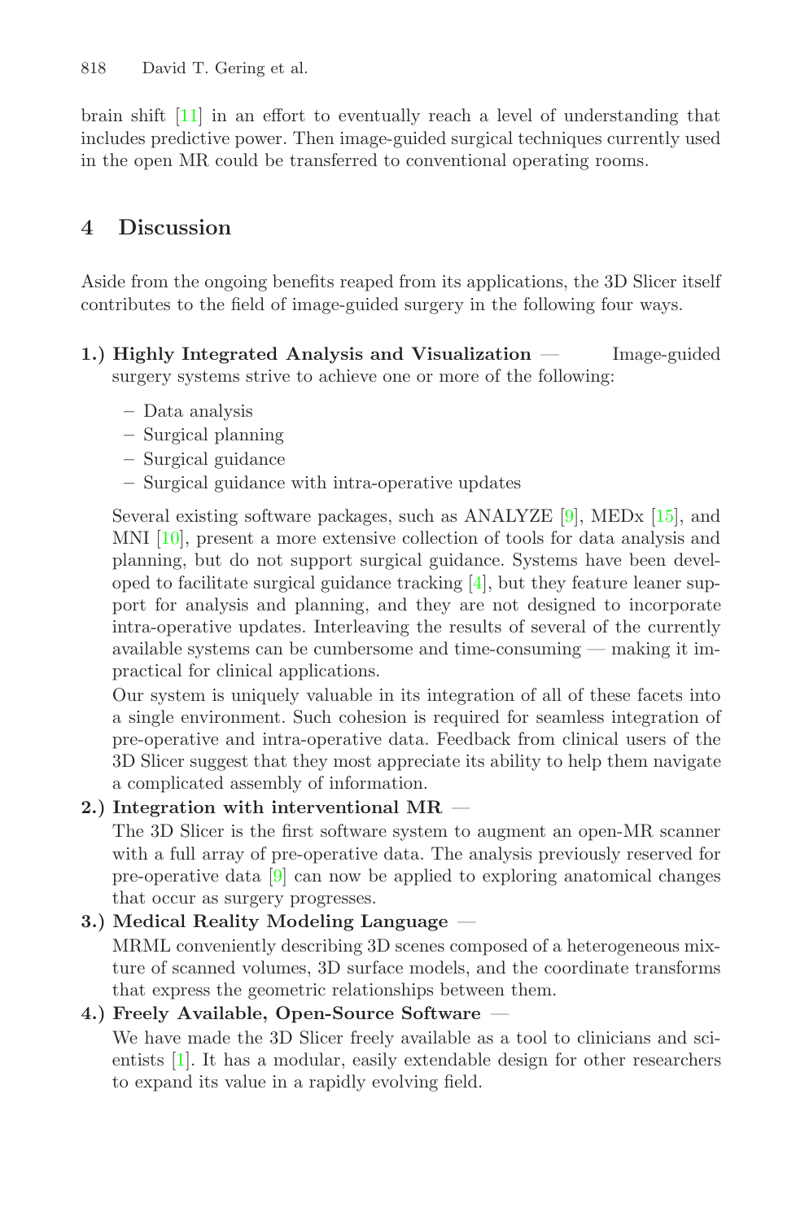brain shift [11] in an effort to eventually reach a level of understanding that includes predictive power. Then image-guided surgical techniques currently used in the open MR could be transferred to conventional operating rooms.

## 4 Discussion

Aside from the ongoing benefits reaped from its applications, the 3D Slicer itself contributes to the field of image-guided surgery in the following four ways.

**1.) Highly Integrated Analysis and Visualization —** Image-guided surgery systems strive to achieve one or more of the following:

- Data analysis
- Surgical planning
- Surgical guidance
- Surgical guidance with intra-operative updates

Several existing software packages, such as ANALYZE [9], MEDx [15], and MNI [10], present a more extensive collection of tools for data analysis and planning, but do not support surgical guidance. Systems have been developed to facilitate surgical guidance tracking [4], but they feature leaner support for analysis and planning, and they are not designed to incorporate intra-operative updates. Interleaving the results of several of the currently available systems can be cumbersome and time-consuming — making it impractical for clinical applications.

Our system is uniquely valuable in its integration of all of these facets into a single environment. Such cohesion is required for seamless integration of pre-operative and intra-operative data. Feedback from clinical users of the 3D Slicer suggest that they most appreciate its ability to help them navigate a complicated assembly of information.

**2.) Integration with interventional MR —**
The 3D Slicer is the first software system to augment an open-MR scanner with a full array of pre-operative data. The analysis previously reserved for pre-operative data [9] can now be applied to exploring anatomical changes that occur as surgery progresses.

**3.) Medical Reality Modeling Language —**
MRML conveniently describing 3D scenes composed of a heterogeneous mixture of scanned volumes, 3D surface models, and the coordinate transforms that express the geometric relationships between them.

**4.) Freely Available, Open-Source Software —**
We have made the 3D Slicer freely available as a tool to clinicians and scientists [1]. It has a modular, easily extendable design for other researchers to expand its value in a rapidly evolving field.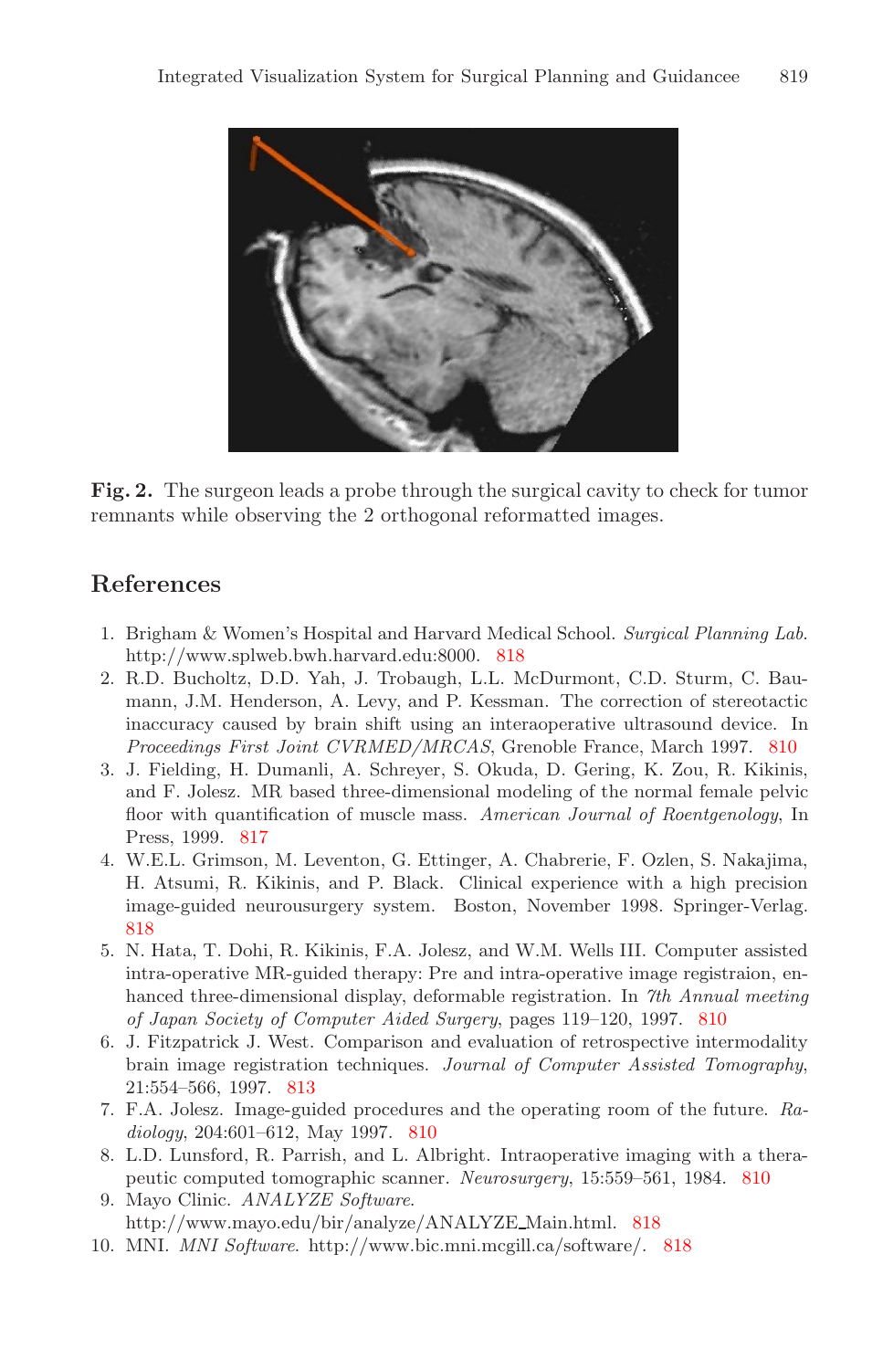**Fig. 2.** The surgeon leads a probe through the surgical cavity to check for tumor remnants while observing the 2 orthogonal reformatted images.

## References

1. Brigham & Women's Hospital and Harvard Medical School. *Surgical Planning Lab.* http://www.splweb.bwh.harvard.edu:8000. 818
2. R.D. Bucholtz, D.D. Yah, J. Trobaugh, L.L. McDurmont, C.D. Sturm, C. Baumann, J.M. Henderson, A. Levy, and P. Kessman. The correction of stereotactic inaccuracy caused by brain shift using an interaoperative ultrasound device. In *Proceedings First Joint CVRMED/MRCAS*, Grenoble France, March 1997. 810
3. J. Fielding, H. Dumanli, A. Schreyer, S. Okuda, D. Gering, K. Zou, R. Kikinis, and F. Jolesz. MR based three-dimensional modeling of the normal female pelvic floor with quantification of muscle mass. *American Journal of Roentgenology*, In Press, 1999. 817
4. W.E.L. Grimson, M. Leventon, G. Ettinger, A. Chabrerie, F. Ozlen, S. Nakajima, H. Atsumi, R. Kikinis, and P. Black. Clinical experience with a high precision image-guided neurousurgery system. Boston, November 1998. Springer-Verlag. 818
5. N. Hata, T. Dohi, R. Kikinis, F.A. Jolesz, and W.M. Wells III. Computer assisted intra-operative MR-guided therapy: Pre and intra-operative image registraion, enhanced three-dimensional display, deformable registration. In *7th Annual meeting of Japan Society of Computer Aided Surgery*, pages 119–120, 1997. 810
6. J. Fitzpatrick J. West. Comparison and evaluation of retrospective intermodality brain image registration techniques. *Journal of Computer Assisted Tomography*, 21:554–566, 1997. 813
7. F.A. Jolesz. Image-guided procedures and the operating room of the future. *Radiology*, 204:601–612, May 1997. 810
8. L.D. Lunsford, R. Parrish, and L. Albright. Intraoperative imaging with a therapeutic computed tomographic scanner. *Neurosurgery*, 15:559–561, 1984. 810
9. Mayo Clinic. *ANALYZE Software*. http://www.mayo.edu/bir/analyze/ANALYZE_Main.html. 818
10. MNI. *MNI Software*. http://www.bic.mni.mcgill.ca/software/. 818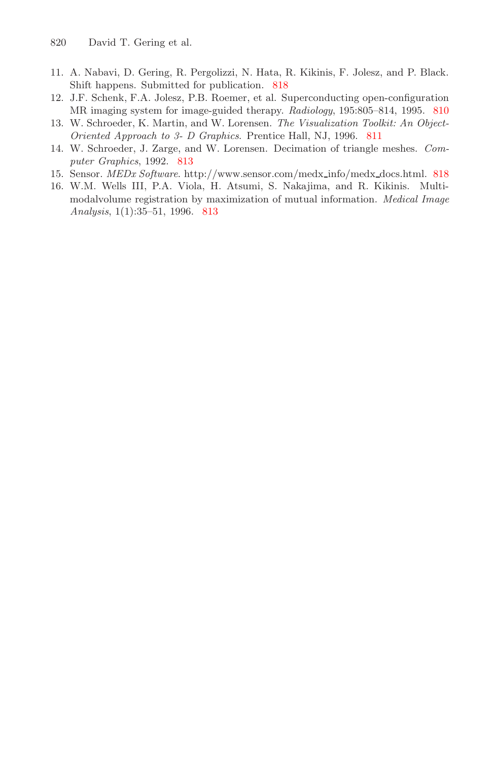11. A. Nabavi, D. Gering, R. Pergolizzi, N. Hata, R. Kikinis, F. Jolesz, and P. Black. Shift happens. Submitted for publication. 818
12. J.F. Schenk, F.A. Jolesz, P.B. Roemer, et al. Superconducting open-configuration MR imaging system for image-guided therapy. *Radiology*, 195:805–814, 1995. 810
13. W. Schroeder, K. Martin, and W. Lorensen. *The Visualization Toolkit: An Object-Oriented Approach to 3- D Graphics*. Prentice Hall, NJ, 1996. 811
14. W. Schroeder, J. Zarge, and W. Lorensen. Decimation of triangle meshes. *Computer Graphics*, 1992. 813
15. Sensor. *MEDx Software*. http://www.sensor.com/medx_info/medx_docs.html. 818
16. W.M. Wells III, P.A. Viola, H. Atsumi, S. Nakajima, and R. Kikinis. Multi-modalvolume registration by maximization of mutual information. *Medical Image Analysis*, 1(1):35–51, 1996. 813